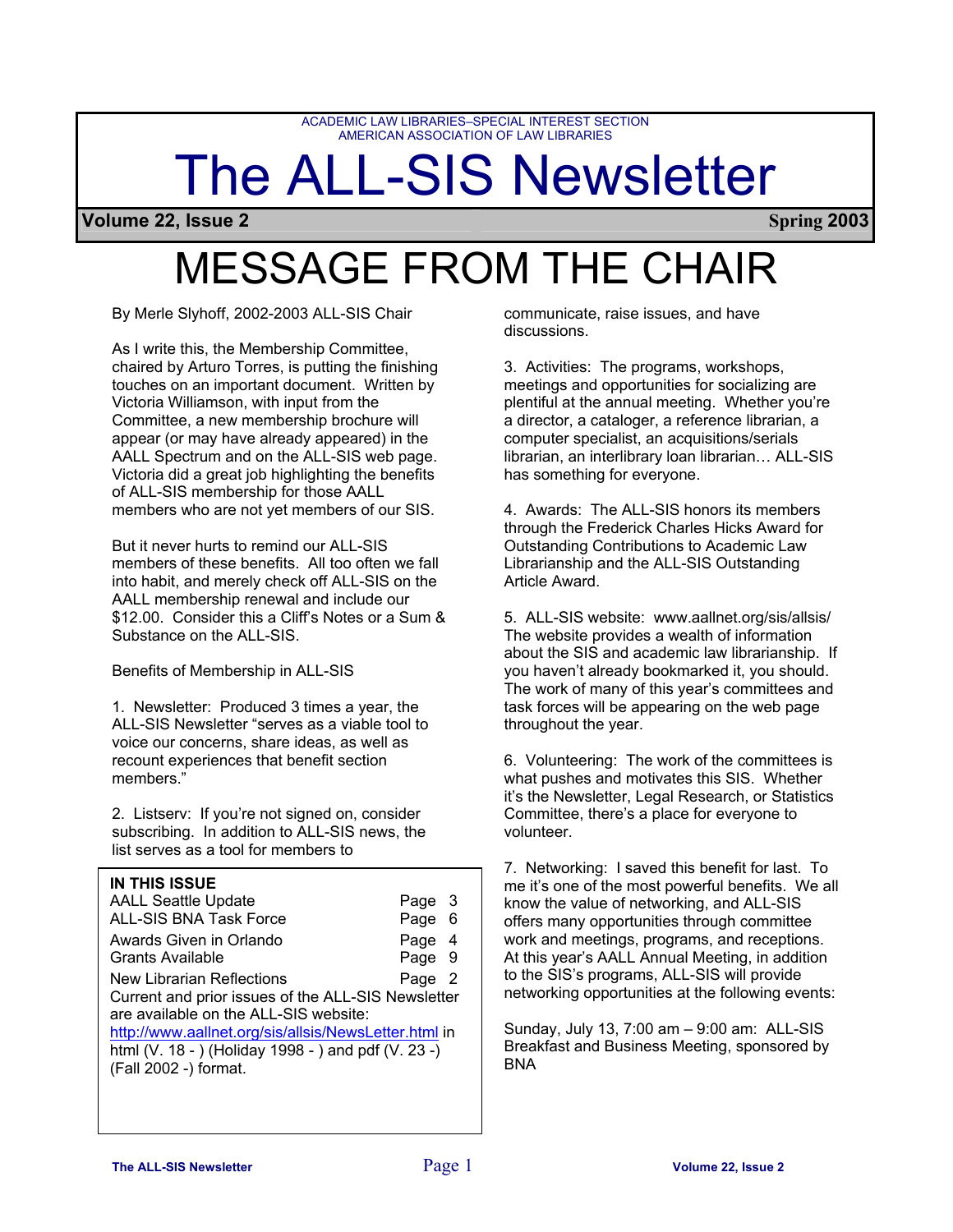ACADEMIC LAW LIBRARIES–SPECIAL INTEREST SECTION
AMERICAN ASSOCIATION OF LAW LIBRARIES

# The ALL-SIS Newsletter

**Volume 22, Issue 2** **Spring 2003**

# MESSAGE FROM THE CHAIR

By Merle Slyhoff, 2002-2003 ALL-SIS Chair

As I write this, the Membership Committee, chaired by Arturo Torres, is putting the finishing touches on an important document. Written by Victoria Williamson, with input from the Committee, a new membership brochure will appear (or may have already appeared) in the AALL Spectrum and on the ALL-SIS web page. Victoria did a great job highlighting the benefits of ALL-SIS membership for those AALL members who are not yet members of our SIS.

But it never hurts to remind our ALL-SIS members of these benefits. All too often we fall into habit, and merely check off ALL-SIS on the AALL membership renewal and include our $12.00. Consider this a Cliff's Notes or a Sum & Substance on the ALL-SIS.

Benefits of Membership in ALL-SIS

1. Newsletter: Produced 3 times a year, the ALL-SIS Newsletter "serves as a viable tool to voice our concerns, share ideas, as well as recount experiences that benefit section members."

2. Listserv: If you're not signed on, consider subscribing. In addition to ALL-SIS news, the list serves as a tool for members to communicate, raise issues, and have discussions.

3. Activities: The programs, workshops, meetings and opportunities for socializing are plentiful at the annual meeting. Whether you're a director, a cataloger, a reference librarian, a computer specialist, an acquisitions/serials librarian, an interlibrary loan librarian… ALL-SIS has something for everyone.

4. Awards: The ALL-SIS honors its members through the Frederick Charles Hicks Award for Outstanding Contributions to Academic Law Librarianship and the ALL-SIS Outstanding Article Award.

5. ALL-SIS website: www.aallnet.org/sis/allsis/ The website provides a wealth of information about the SIS and academic law librarianship. If you haven't already bookmarked it, you should. The work of many of this year's committees and task forces will be appearing on the web page throughout the year.

6. Volunteering: The work of the committees is what pushes and motivates this SIS. Whether it's the Newsletter, Legal Research, or Statistics Committee, there's a place for everyone to volunteer.

7. Networking: I saved this benefit for last. To me it's one of the most powerful benefits. We all know the value of networking, and ALL-SIS offers many opportunities through committee work and meetings, programs, and receptions. At this year's AALL Annual Meeting, in addition to the SIS's programs, ALL-SIS will provide networking opportunities at the following events:

Sunday, July 13, 7:00 am – 9:00 am: ALL-SIS Breakfast and Business Meeting, sponsored by BNA

**IN THIS ISSUE**

| | |
|---|---|
| AALL Seattle Update | Page 3 |
| ALL-SIS BNA Task Force | Page 6 |
| Awards Given in Orlando | Page 4 |
| Grants Available | Page 9 |
| New Librarian Reflections | Page 2 |

Current and prior issues of the ALL-SIS Newsletter are available on the ALL-SIS website: http://www.aallnet.org/sis/allsis/NewsLetter.html in html (V. 18 - ) (Holiday 1998 - ) and pdf (V. 23 -) (Fall 2002 -) format.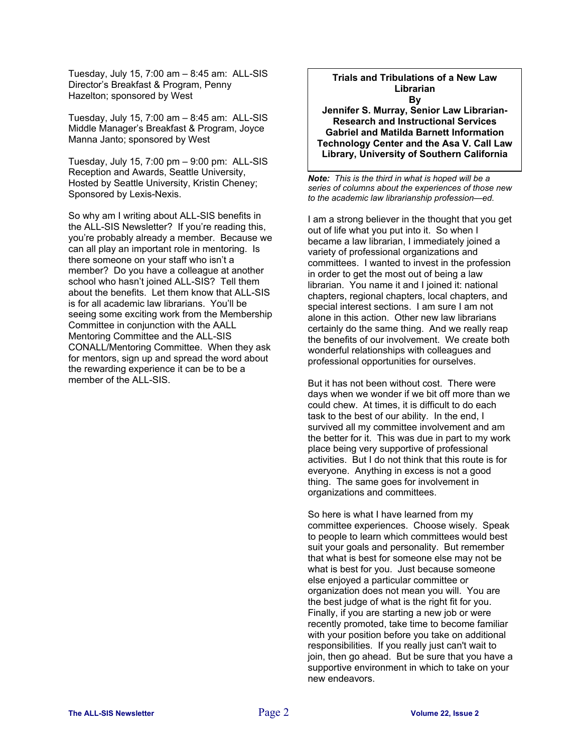Tuesday, July 15, 7:00 am – 8:45 am: ALL-SIS Director's Breakfast & Program, Penny Hazelton; sponsored by West

Tuesday, July 15, 7:00 am – 8:45 am: ALL-SIS Middle Manager's Breakfast & Program, Joyce Manna Janto; sponsored by West

Tuesday, July 15, 7:00 pm – 9:00 pm: ALL-SIS Reception and Awards, Seattle University, Hosted by Seattle University, Kristin Cheney; Sponsored by Lexis-Nexis.

So why am I writing about ALL-SIS benefits in the ALL-SIS Newsletter? If you're reading this, you're probably already a member. Because we can all play an important role in mentoring. Is there someone on your staff who isn't a member? Do you have a colleague at another school who hasn't joined ALL-SIS? Tell them about the benefits. Let them know that ALL-SIS is for all academic law librarians. You'll be seeing some exciting work from the Membership Committee in conjunction with the AALL Mentoring Committee and the ALL-SIS CONALL/Mentoring Committee. When they ask for mentors, sign up and spread the word about the rewarding experience it can be to be a member of the ALL-SIS.

## Trials and Tribulations of a New Law Librarian

**By**

**Jennifer S. Murray, Senior Law Librarian-Research and Instructional Services Gabriel and Matilda Barnett Information Technology Center and the Asa V. Call Law Library, University of Southern California**

***Note:*** *This is the third in what is hoped will be a series of columns about the experiences of those new to the academic law librarianship profession—ed.*

I am a strong believer in the thought that you get out of life what you put into it. So when I became a law librarian, I immediately joined a variety of professional organizations and committees. I wanted to invest in the profession in order to get the most out of being a law librarian. You name it and I joined it: national chapters, regional chapters, local chapters, and special interest sections. I am sure I am not alone in this action. Other new law librarians certainly do the same thing. And we really reap the benefits of our involvement. We create both wonderful relationships with colleagues and professional opportunities for ourselves.

But it has not been without cost. There were days when we wonder if we bit off more than we could chew. At times, it is difficult to do each task to the best of our ability. In the end, I survived all my committee involvement and am the better for it. This was due in part to my work place being very supportive of professional activities. But I do not think that this route is for everyone. Anything in excess is not a good thing. The same goes for involvement in organizations and committees.

So here is what I have learned from my committee experiences. Choose wisely. Speak to people to learn which committees would best suit your goals and personality. But remember that what is best for someone else may not be what is best for you. Just because someone else enjoyed a particular committee or organization does not mean you will. You are the best judge of what is the right fit for you. Finally, if you are starting a new job or were recently promoted, take time to become familiar with your position before you take on additional responsibilities. If you really just can't wait to join, then go ahead. But be sure that you have a supportive environment in which to take on your new endeavors.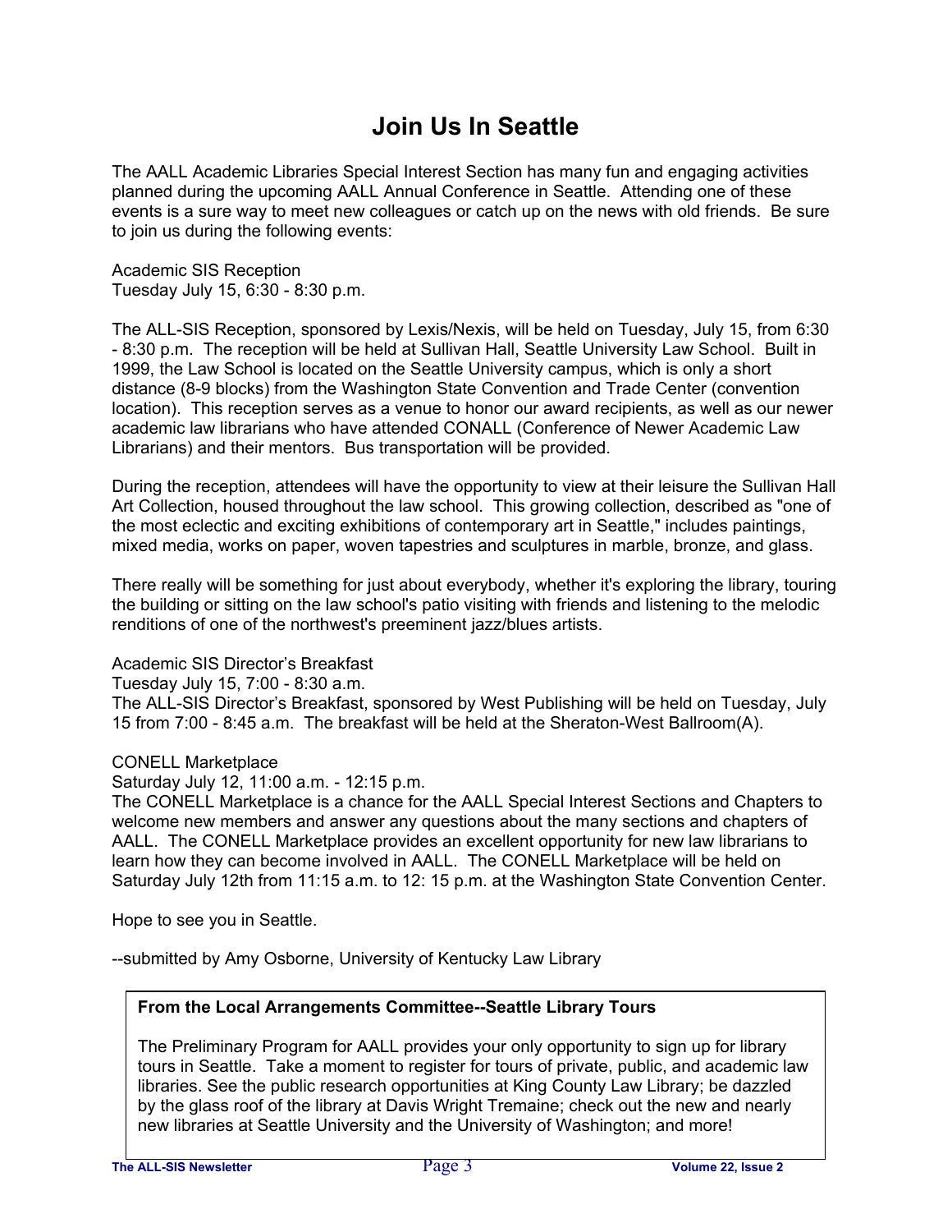# Join Us In Seattle

The AALL Academic Libraries Special Interest Section has many fun and engaging activities planned during the upcoming AALL Annual Conference in Seattle. Attending one of these events is a sure way to meet new colleagues or catch up on the news with old friends. Be sure to join us during the following events:

Academic SIS Reception
Tuesday July 15, 6:30 - 8:30 p.m.

The ALL-SIS Reception, sponsored by Lexis/Nexis, will be held on Tuesday, July 15, from 6:30 - 8:30 p.m. The reception will be held at Sullivan Hall, Seattle University Law School. Built in 1999, the Law School is located on the Seattle University campus, which is only a short distance (8-9 blocks) from the Washington State Convention and Trade Center (convention location). This reception serves as a venue to honor our award recipients, as well as our newer academic law librarians who have attended CONALL (Conference of Newer Academic Law Librarians) and their mentors. Bus transportation will be provided.

During the reception, attendees will have the opportunity to view at their leisure the Sullivan Hall Art Collection, housed throughout the law school. This growing collection, described as "one of the most eclectic and exciting exhibitions of contemporary art in Seattle," includes paintings, mixed media, works on paper, woven tapestries and sculptures in marble, bronze, and glass.

There really will be something for just about everybody, whether it's exploring the library, touring the building or sitting on the law school's patio visiting with friends and listening to the melodic renditions of one of the northwest's preeminent jazz/blues artists.

Academic SIS Director's Breakfast
Tuesday July 15, 7:00 - 8:30 a.m.
The ALL-SIS Director's Breakfast, sponsored by West Publishing will be held on Tuesday, July 15 from 7:00 - 8:45 a.m. The breakfast will be held at the Sheraton-West Ballroom(A).

CONELL Marketplace
Saturday July 12, 11:00 a.m. - 12:15 p.m.
The CONELL Marketplace is a chance for the AALL Special Interest Sections and Chapters to welcome new members and answer any questions about the many sections and chapters of AALL. The CONELL Marketplace provides an excellent opportunity for new law librarians to learn how they can become involved in AALL. The CONELL Marketplace will be held on Saturday July 12th from 11:15 a.m. to 12: 15 p.m. at the Washington State Convention Center.

Hope to see you in Seattle.

--submitted by Amy Osborne, University of Kentucky Law Library

**From the Local Arrangements Committee--Seattle Library Tours**

The Preliminary Program for AALL provides your only opportunity to sign up for library tours in Seattle. Take a moment to register for tours of private, public, and academic law libraries. See the public research opportunities at King County Law Library; be dazzled by the glass roof of the library at Davis Wright Tremaine; check out the new and nearly new libraries at Seattle University and the University of Washington; and more!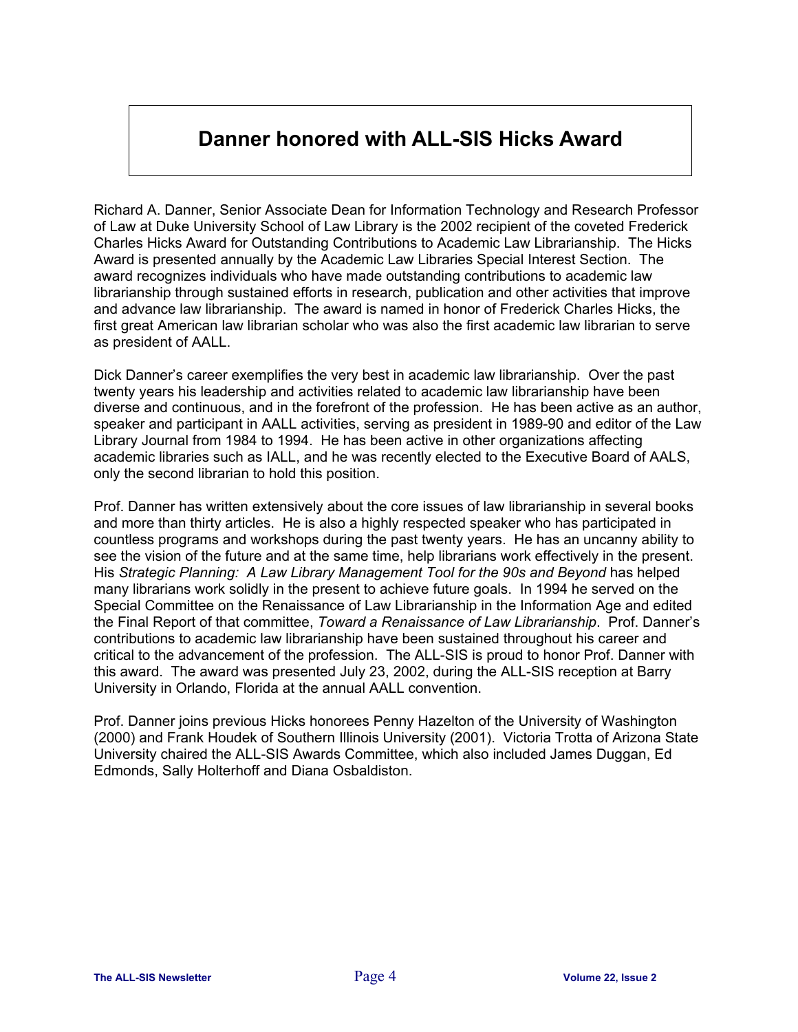# Danner honored with ALL-SIS Hicks Award

Richard A. Danner, Senior Associate Dean for Information Technology and Research Professor of Law at Duke University School of Law Library is the 2002 recipient of the coveted Frederick Charles Hicks Award for Outstanding Contributions to Academic Law Librarianship. The Hicks Award is presented annually by the Academic Law Libraries Special Interest Section. The award recognizes individuals who have made outstanding contributions to academic law librarianship through sustained efforts in research, publication and other activities that improve and advance law librarianship. The award is named in honor of Frederick Charles Hicks, the first great American law librarian scholar who was also the first academic law librarian to serve as president of AALL.

Dick Danner's career exemplifies the very best in academic law librarianship. Over the past twenty years his leadership and activities related to academic law librarianship have been diverse and continuous, and in the forefront of the profession. He has been active as an author, speaker and participant in AALL activities, serving as president in 1989-90 and editor of the Law Library Journal from 1984 to 1994. He has been active in other organizations affecting academic libraries such as IALL, and he was recently elected to the Executive Board of AALS, only the second librarian to hold this position.

Prof. Danner has written extensively about the core issues of law librarianship in several books and more than thirty articles. He is also a highly respected speaker who has participated in countless programs and workshops during the past twenty years. He has an uncanny ability to see the vision of the future and at the same time, help librarians work effectively in the present. His *Strategic Planning: A Law Library Management Tool for the 90s and Beyond* has helped many librarians work solidly in the present to achieve future goals. In 1994 he served on the Special Committee on the Renaissance of Law Librarianship in the Information Age and edited the Final Report of that committee, *Toward a Renaissance of Law Librarianship*. Prof. Danner's contributions to academic law librarianship have been sustained throughout his career and critical to the advancement of the profession. The ALL-SIS is proud to honor Prof. Danner with this award. The award was presented July 23, 2002, during the ALL-SIS reception at Barry University in Orlando, Florida at the annual AALL convention.

Prof. Danner joins previous Hicks honorees Penny Hazelton of the University of Washington (2000) and Frank Houdek of Southern Illinois University (2001). Victoria Trotta of Arizona State University chaired the ALL-SIS Awards Committee, which also included James Duggan, Ed Edmonds, Sally Holterhoff and Diana Osbaldiston.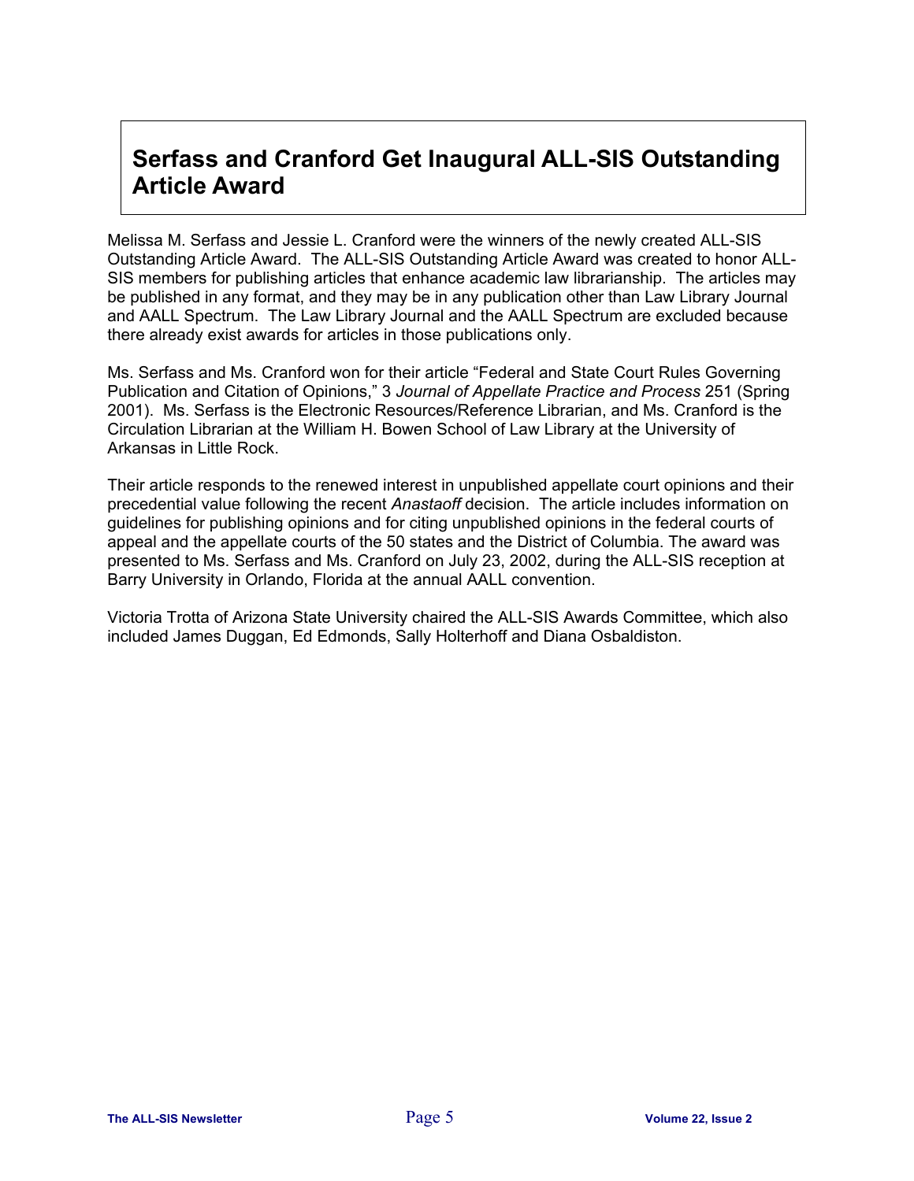# Serfass and Cranford Get Inaugural ALL-SIS Outstanding Article Award

Melissa M. Serfass and Jessie L. Cranford were the winners of the newly created ALL-SIS Outstanding Article Award. The ALL-SIS Outstanding Article Award was created to honor ALL-SIS members for publishing articles that enhance academic law librarianship. The articles may be published in any format, and they may be in any publication other than Law Library Journal and AALL Spectrum. The Law Library Journal and the AALL Spectrum are excluded because there already exist awards for articles in those publications only.

Ms. Serfass and Ms. Cranford won for their article "Federal and State Court Rules Governing Publication and Citation of Opinions," 3 *Journal of Appellate Practice and Process* 251 (Spring 2001). Ms. Serfass is the Electronic Resources/Reference Librarian, and Ms. Cranford is the Circulation Librarian at the William H. Bowen School of Law Library at the University of Arkansas in Little Rock.

Their article responds to the renewed interest in unpublished appellate court opinions and their precedential value following the recent *Anastaoff* decision. The article includes information on guidelines for publishing opinions and for citing unpublished opinions in the federal courts of appeal and the appellate courts of the 50 states and the District of Columbia. The award was presented to Ms. Serfass and Ms. Cranford on July 23, 2002, during the ALL-SIS reception at Barry University in Orlando, Florida at the annual AALL convention.

Victoria Trotta of Arizona State University chaired the ALL-SIS Awards Committee, which also included James Duggan, Ed Edmonds, Sally Holterhoff and Diana Osbaldiston.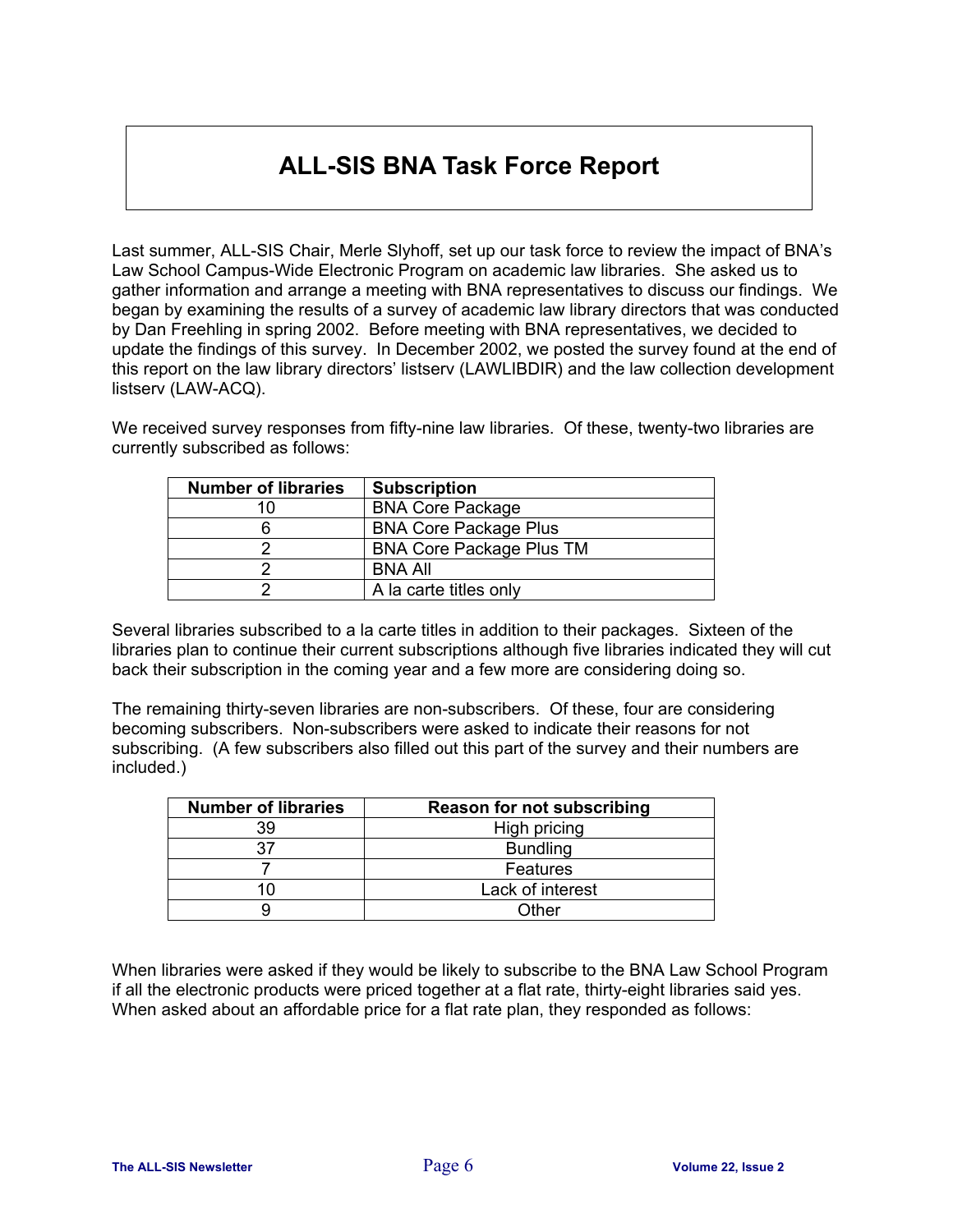# ALL-SIS BNA Task Force Report

Last summer, ALL-SIS Chair, Merle Slyhoff, set up our task force to review the impact of BNA's Law School Campus-Wide Electronic Program on academic law libraries. She asked us to gather information and arrange a meeting with BNA representatives to discuss our findings. We began by examining the results of a survey of academic law library directors that was conducted by Dan Freehling in spring 2002. Before meeting with BNA representatives, we decided to update the findings of this survey. In December 2002, we posted the survey found at the end of this report on the law library directors' listserv (LAWLIBDIR) and the law collection development listserv (LAW-ACQ).

We received survey responses from fifty-nine law libraries. Of these, twenty-two libraries are currently subscribed as follows:

| Number of libraries | Subscription |
| --- | --- |
| 10 | BNA Core Package |
| 6 | BNA Core Package Plus |
| 2 | BNA Core Package Plus TM |
| 2 | BNA All |
| 2 | A la carte titles only |

Several libraries subscribed to a la carte titles in addition to their packages. Sixteen of the libraries plan to continue their current subscriptions although five libraries indicated they will cut back their subscription in the coming year and a few more are considering doing so.

The remaining thirty-seven libraries are non-subscribers. Of these, four are considering becoming subscribers. Non-subscribers were asked to indicate their reasons for not subscribing. (A few subscribers also filled out this part of the survey and their numbers are included.)

| Number of libraries | Reason for not subscribing |
| --- | --- |
| 39 | High pricing |
| 37 | Bundling |
| 7 | Features |
| 10 | Lack of interest |
| 9 | Other |

When libraries were asked if they would be likely to subscribe to the BNA Law School Program if all the electronic products were priced together at a flat rate, thirty-eight libraries said yes. When asked about an affordable price for a flat rate plan, they responded as follows: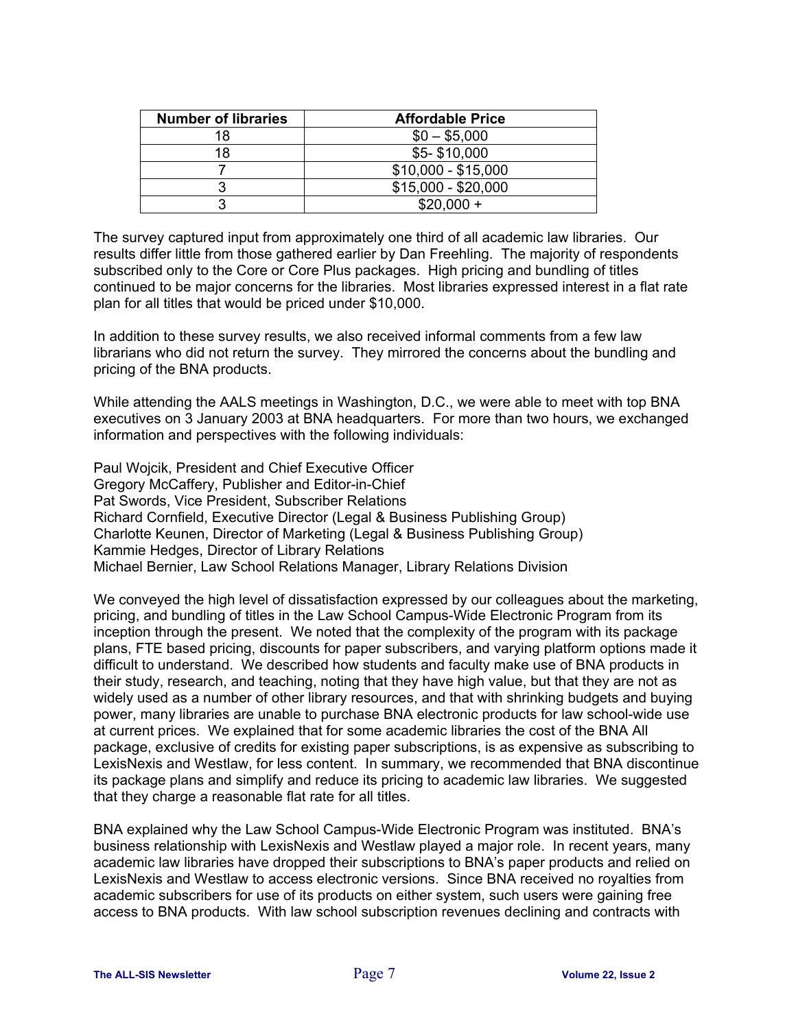| Number of libraries | Affordable Price |
|---|---|
| 18 | $0 – $5,000 |
| 18 | $5- $10,000 |
| 7 | $10,000 - $15,000 |
| 3 | $15,000 - $20,000 |
| 3 | $20,000 + |

The survey captured input from approximately one third of all academic law libraries. Our results differ little from those gathered earlier by Dan Freehling. The majority of respondents subscribed only to the Core or Core Plus packages. High pricing and bundling of titles continued to be major concerns for the libraries. Most libraries expressed interest in a flat rate plan for all titles that would be priced under $10,000.

In addition to these survey results, we also received informal comments from a few law librarians who did not return the survey. They mirrored the concerns about the bundling and pricing of the BNA products.

While attending the AALS meetings in Washington, D.C., we were able to meet with top BNA executives on 3 January 2003 at BNA headquarters. For more than two hours, we exchanged information and perspectives with the following individuals:

Paul Wojcik, President and Chief Executive Officer
Gregory McCaffery, Publisher and Editor-in-Chief
Pat Swords, Vice President, Subscriber Relations
Richard Cornfield, Executive Director (Legal & Business Publishing Group)
Charlotte Keunen, Director of Marketing (Legal & Business Publishing Group)
Kammie Hedges, Director of Library Relations
Michael Bernier, Law School Relations Manager, Library Relations Division

We conveyed the high level of dissatisfaction expressed by our colleagues about the marketing, pricing, and bundling of titles in the Law School Campus-Wide Electronic Program from its inception through the present. We noted that the complexity of the program with its package plans, FTE based pricing, discounts for paper subscribers, and varying platform options made it difficult to understand. We described how students and faculty make use of BNA products in their study, research, and teaching, noting that they have high value, but that they are not as widely used as a number of other library resources, and that with shrinking budgets and buying power, many libraries are unable to purchase BNA electronic products for law school-wide use at current prices. We explained that for some academic libraries the cost of the BNA All package, exclusive of credits for existing paper subscriptions, is as expensive as subscribing to LexisNexis and Westlaw, for less content. In summary, we recommended that BNA discontinue its package plans and simplify and reduce its pricing to academic law libraries. We suggested that they charge a reasonable flat rate for all titles.

BNA explained why the Law School Campus-Wide Electronic Program was instituted. BNA's business relationship with LexisNexis and Westlaw played a major role. In recent years, many academic law libraries have dropped their subscriptions to BNA's paper products and relied on LexisNexis and Westlaw to access electronic versions. Since BNA received no royalties from academic subscribers for use of its products on either system, such users were gaining free access to BNA products. With law school subscription revenues declining and contracts with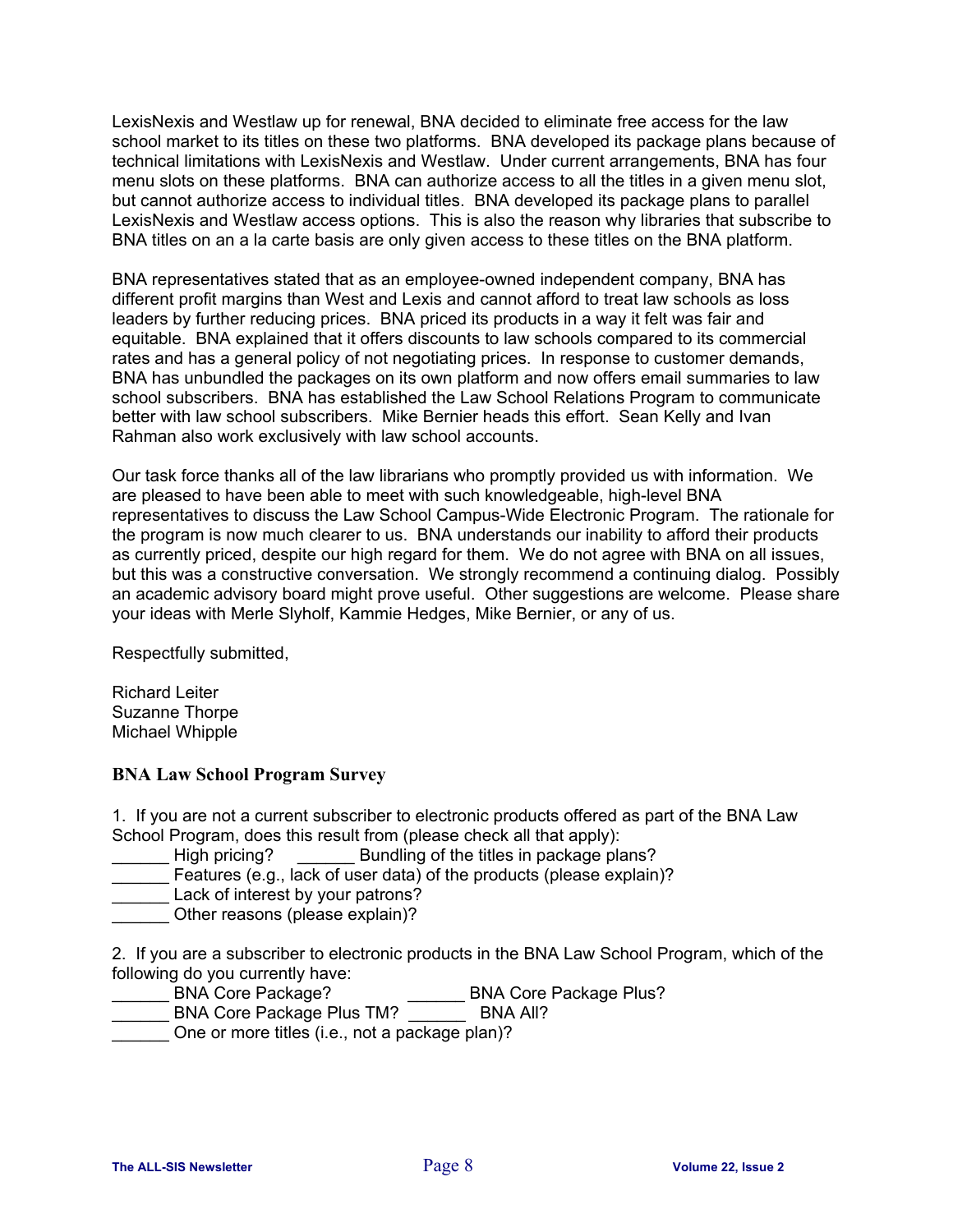LexisNexis and Westlaw up for renewal, BNA decided to eliminate free access for the law school market to its titles on these two platforms. BNA developed its package plans because of technical limitations with LexisNexis and Westlaw. Under current arrangements, BNA has four menu slots on these platforms. BNA can authorize access to all the titles in a given menu slot, but cannot authorize access to individual titles. BNA developed its package plans to parallel LexisNexis and Westlaw access options. This is also the reason why libraries that subscribe to BNA titles on an a la carte basis are only given access to these titles on the BNA platform.

BNA representatives stated that as an employee-owned independent company, BNA has different profit margins than West and Lexis and cannot afford to treat law schools as loss leaders by further reducing prices. BNA priced its products in a way it felt was fair and equitable. BNA explained that it offers discounts to law schools compared to its commercial rates and has a general policy of not negotiating prices. In response to customer demands, BNA has unbundled the packages on its own platform and now offers email summaries to law school subscribers. BNA has established the Law School Relations Program to communicate better with law school subscribers. Mike Bernier heads this effort. Sean Kelly and Ivan Rahman also work exclusively with law school accounts.

Our task force thanks all of the law librarians who promptly provided us with information. We are pleased to have been able to meet with such knowledgeable, high-level BNA representatives to discuss the Law School Campus-Wide Electronic Program. The rationale for the program is now much clearer to us. BNA understands our inability to afford their products as currently priced, despite our high regard for them. We do not agree with BNA on all issues, but this was a constructive conversation. We strongly recommend a continuing dialog. Possibly an academic advisory board might prove useful. Other suggestions are welcome. Please share your ideas with Merle Slyhoff, Kammie Hedges, Mike Bernier, or any of us.

Respectfully submitted,

Richard Leiter
Suzanne Thorpe
Michael Whipple

### BNA Law School Program Survey

1. If you are not a current subscriber to electronic products offered as part of the BNA Law School Program, does this result from (please check all that apply):
______ High pricing? ______ Bundling of the titles in package plans?
______ Features (e.g., lack of user data) of the products (please explain)?
______ Lack of interest by your patrons?
______ Other reasons (please explain)?

2. If you are a subscriber to electronic products in the BNA Law School Program, which of the following do you currently have:
______ BNA Core Package? ______ BNA Core Package Plus?
______ BNA Core Package Plus TM? ______ BNA All?
______ One or more titles (i.e., not a package plan)?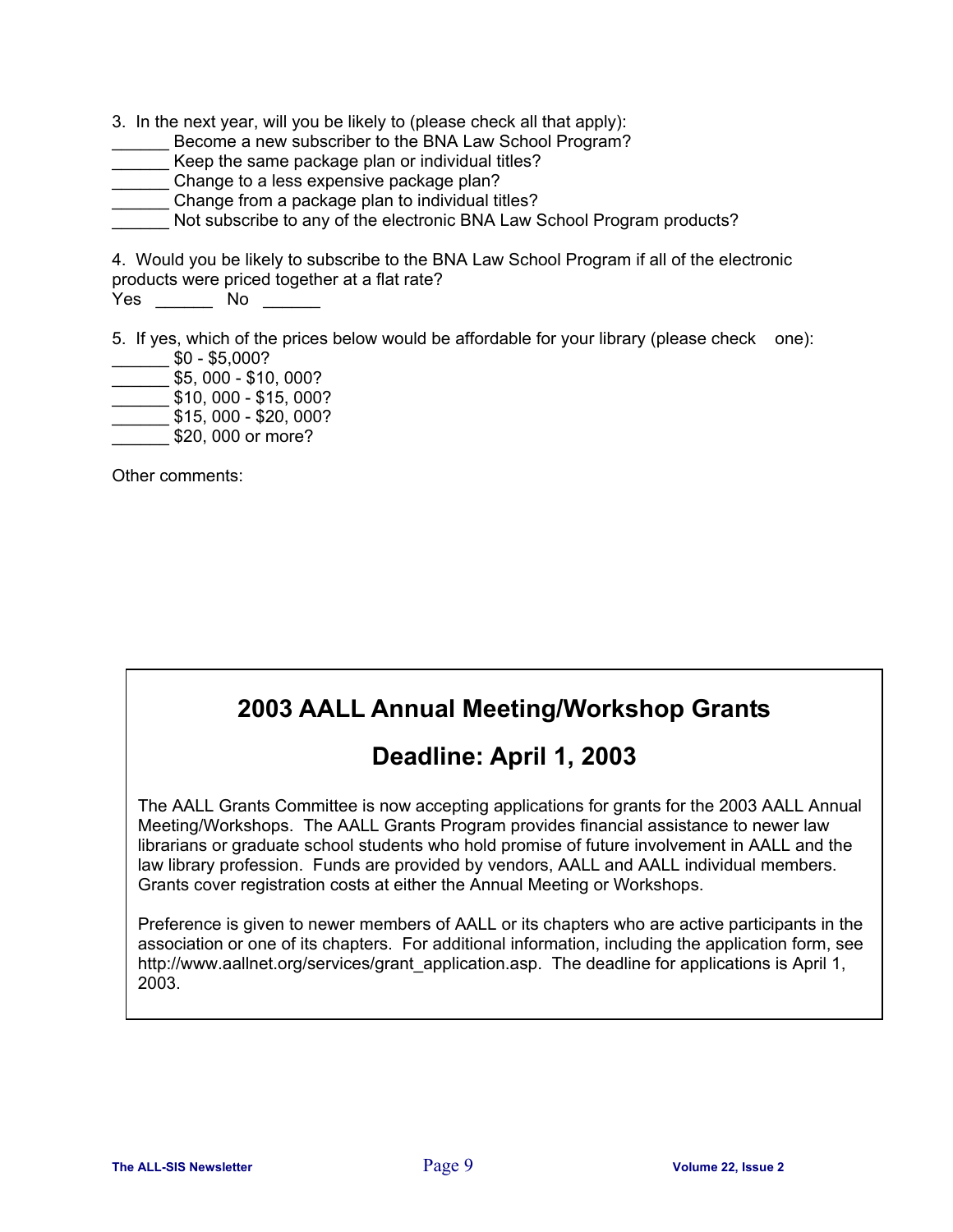3. In the next year, will you be likely to (please check all that apply):

______ Become a new subscriber to the BNA Law School Program?
______ Keep the same package plan or individual titles?
______ Change to a less expensive package plan?
______ Change from a package plan to individual titles?
______ Not subscribe to any of the electronic BNA Law School Program products?

4. Would you be likely to subscribe to the BNA Law School Program if all of the electronic products were priced together at a flat rate?

Yes ______ No ______

5. If yes, which of the prices below would be affordable for your library (please check one):

______ $0 - $5,000?
______ $5, 000 - $10, 000?
______ $10, 000 - $15, 000?
______ $15, 000 - $20, 000?
______ $20, 000 or more?

Other comments:

## 2003 AALL Annual Meeting/Workshop Grants

## Deadline: April 1, 2003

The AALL Grants Committee is now accepting applications for grants for the 2003 AALL Annual Meeting/Workshops. The AALL Grants Program provides financial assistance to newer law librarians or graduate school students who hold promise of future involvement in AALL and the law library profession. Funds are provided by vendors, AALL and AALL individual members. Grants cover registration costs at either the Annual Meeting or Workshops.

Preference is given to newer members of AALL or its chapters who are active participants in the association or one of its chapters. For additional information, including the application form, see http://www.aallnet.org/services/grant_application.asp. The deadline for applications is April 1, 2003.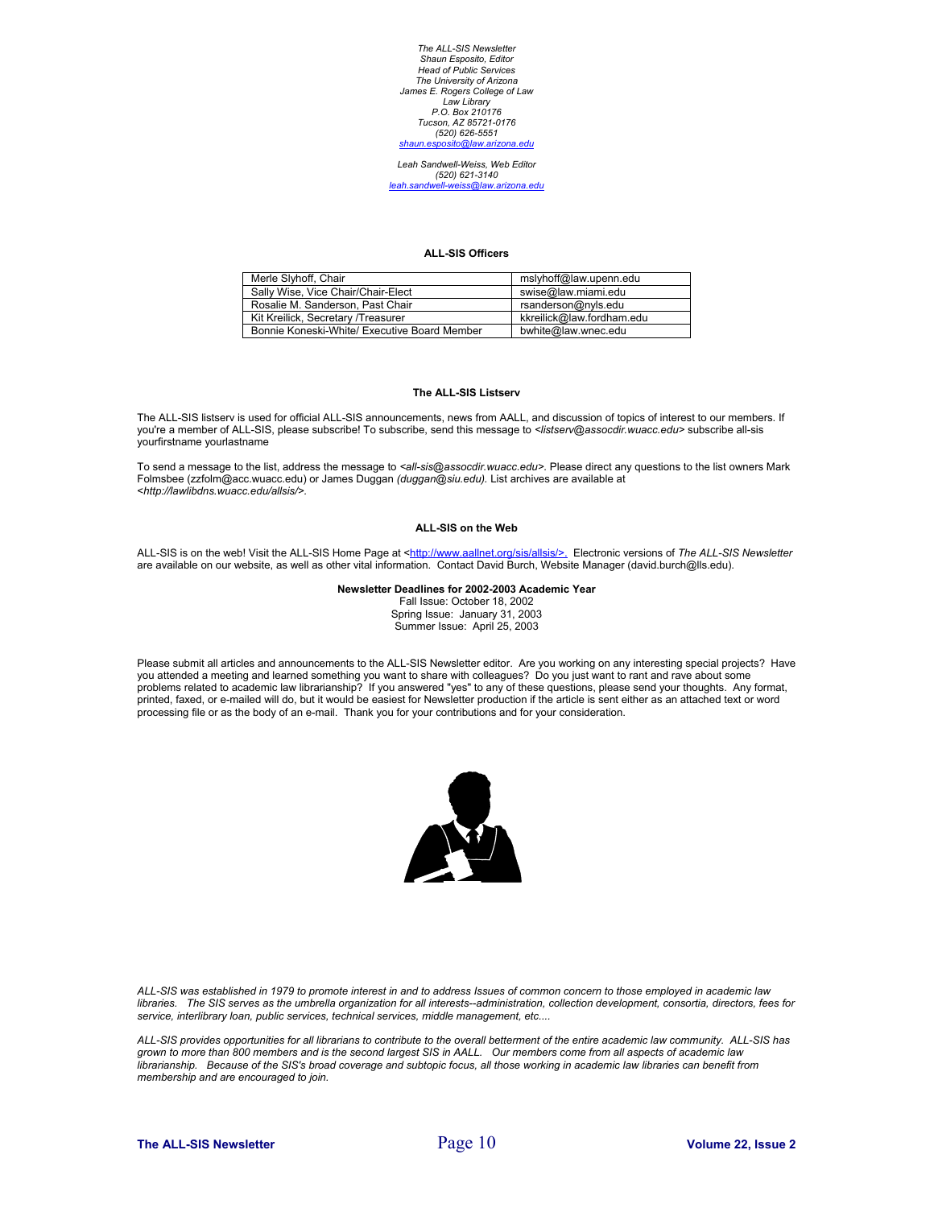*The ALL-SIS Newsletter*
*Shaun Esposito, Editor*
*Head of Public Services*
*The University of Arizona*
*James E. Rogers College of Law*
*Law Library*
*P.O. Box 210176*
*Tucson, AZ 85721-0176*
*(520) 626-5551*
*shaun.esposito@law.arizona.edu*

*Leah Sandwell-Weiss, Web Editor*
*(520) 621-3140*
*leah.sandwell-weiss@law.arizona.edu*

**ALL-SIS Officers**

| | |
|---|---|
| Merle Slyhoff, Chair | mslyhoff@law.upenn.edu |
| Sally Wise, Vice Chair/Chair-Elect | swise@law.miami.edu |
| Rosalie M. Sanderson, Past Chair | rsanderson@nyls.edu |
| Kit Kreilick, Secretary /Treasurer | kkreilick@law.fordham.edu |
| Bonnie Koneski-White/ Executive Board Member | bwhite@law.wnec.edu |

**The ALL-SIS Listserv**

The ALL-SIS listserv is used for official ALL-SIS announcements, news from AALL, and discussion of topics of interest to our members. If you're a member of ALL-SIS, please subscribe! To subscribe, send this message to *<listserv@assocdir.wuacc.edu>* subscribe all-sis yourfirstname yourlastname

To send a message to the list, address the message to *<all-sis@assocdir.wuacc.edu>*. Please direct any questions to the list owners Mark Folmsbee (zzfolm@acc.wuacc.edu) or James Duggan *(duggan@siu.edu).* List archives are available at *<http://lawlibdns.wuacc.edu/allsis/>.*

**ALL-SIS on the Web**

ALL-SIS is on the web! Visit the ALL-SIS Home Page at <http://www.aallnet.org/sis/allsis/>. Electronic versions of *The ALL-SIS Newsletter* are available on our website, as well as other vital information. Contact David Burch, Website Manager (david.burch@lls.edu).

**Newsletter Deadlines for 2002-2003 Academic Year**
Fall Issue: October 18, 2002
Spring Issue: January 31, 2003
Summer Issue: April 25, 2003

Please submit all articles and announcements to the ALL-SIS Newsletter editor. Are you working on any interesting special projects? Have you attended a meeting and learned something you want to share with colleagues? Do you just want to rant and rave about some problems related to academic law librarianship? If you answered "yes" to any of these questions, please send your thoughts. Any format, printed, faxed, or e-mailed will do, but it would be easiest for Newsletter production if the article is sent either as an attached text or word processing file or as the body of an e-mail. Thank you for your contributions and for your consideration.

*ALL-SIS was established in 1979 to promote interest in and to address Issues of common concern to those employed in academic law libraries. The SIS serves as the umbrella organization for all interests--administration, collection development, consortia, directors, fees for service, interlibrary loan, public services, technical services, middle management, etc....*

*ALL-SIS provides opportunities for all librarians to contribute to the overall betterment of the entire academic law community. ALL-SIS has grown to more than 800 members and is the second largest SIS in AALL. Our members come from all aspects of academic law librarianship. Because of the SIS's broad coverage and subtopic focus, all those working in academic law libraries can benefit from membership and are encouraged to join.*